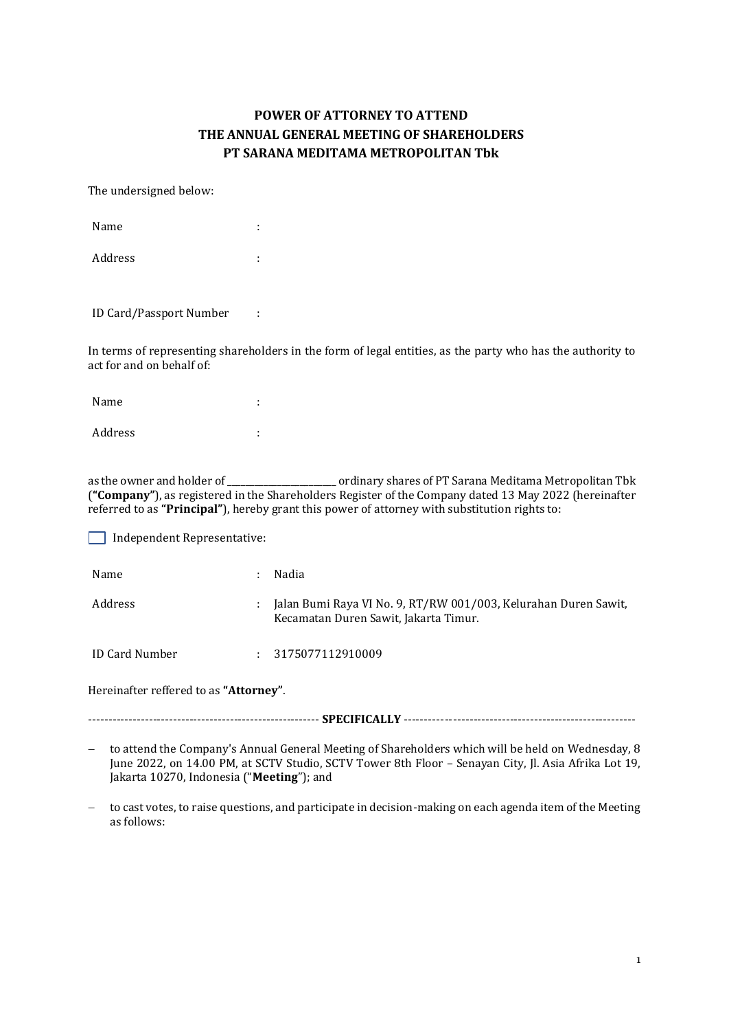# POWER OF ATTORNEY TO ATTEND THE ANNUAL GENERAL MEETING OF SHAREHOLDERS PT SARANA MEDITAMA METROPOLITAN Tbk

The undersigned below:

| | | |
|---|---|---|
| Name | : | |
| Address | : | |
| ID Card/Passport Number | : | |

In terms of representing shareholders in the form of legal entities, as the party who has the authority to act for and on behalf of:

| | | |
|---|---|---|
| Name | : | |
| Address | : | |

as the owner and holder of ________________________ ordinary shares of PT Sarana Meditama Metropolitan Tbk (**"Company"**), as registered in the Shareholders Register of the Company dated 13 May 2022 (hereinafter referred to as **"Principal"**), hereby grant this power of attorney with substitution rights to:

☐ Independent Representative:

| | | |
|---|---|---|
| Name | : | Nadia |
| Address | : | Jalan Bumi Raya VI No. 9, RT/RW 001/003, Kelurahan Duren Sawit, Kecamatan Duren Sawit, Jakarta Timur. |
| ID Card Number | : | 3175077112910009 |

Hereinafter reffered to as **"Attorney"**.

--------------------------------------------------------- **SPECIFICALLY** ---------------------------------------------------------

- to attend the Company's Annual General Meeting of Shareholders which will be held on Wednesday, 8 June 2022, on 14.00 PM, at SCTV Studio, SCTV Tower 8th Floor – Senayan City, Jl. Asia Afrika Lot 19, Jakarta 10270, Indonesia ("**Meeting**"); and
- to cast votes, to raise questions, and participate in decision-making on each agenda item of the Meeting as follows: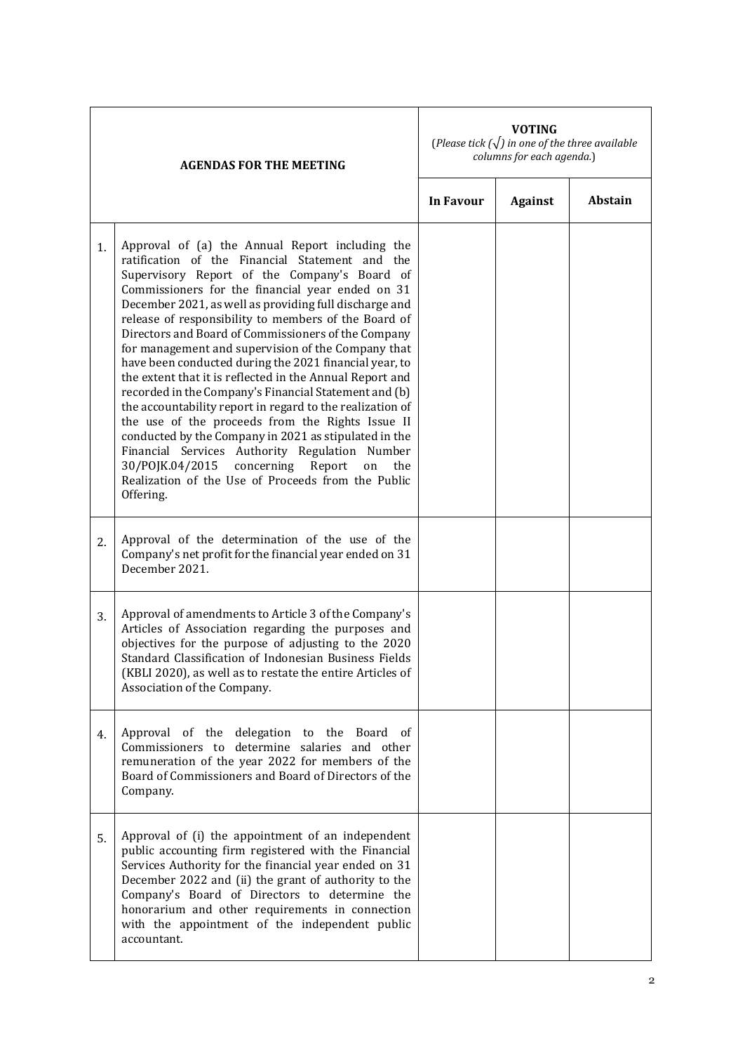| | AGENDAS FOR THE MEETING | VOTING (*Please tick (√) in one of the three available columns for each agenda.*) | | |
|---|---|---|---|---|
| | | **In Favour** | **Against** | **Abstain** |
| 1. | Approval of (a) the Annual Report including the ratification of the Financial Statement and the Supervisory Report of the Company's Board of Commissioners for the financial year ended on 31 December 2021, as well as providing full discharge and release of responsibility to members of the Board of Directors and Board of Commissioners of the Company for management and supervision of the Company that have been conducted during the 2021 financial year, to the extent that it is reflected in the Annual Report and recorded in the Company's Financial Statement and (b) the accountability report in regard to the realization of the use of the proceeds from the Rights Issue II conducted by the Company in 2021 as stipulated in the Financial Services Authority Regulation Number 30/POJK.04/2015 concerning Report on the Realization of the Use of Proceeds from the Public Offering. | | | |
| 2. | Approval of the determination of the use of the Company's net profit for the financial year ended on 31 December 2021. | | | |
| 3. | Approval of amendments to Article 3 of the Company's Articles of Association regarding the purposes and objectives for the purpose of adjusting to the 2020 Standard Classification of Indonesian Business Fields (KBLI 2020), as well as to restate the entire Articles of Association of the Company. | | | |
| 4. | Approval of the delegation to the Board of Commissioners to determine salaries and other remuneration of the year 2022 for members of the Board of Commissioners and Board of Directors of the Company. | | | |
| 5. | Approval of (i) the appointment of an independent public accounting firm registered with the Financial Services Authority for the financial year ended on 31 December 2022 and (ii) the grant of authority to the Company's Board of Directors to determine the honorarium and other requirements in connection with the appointment of the independent public accountant. | | | |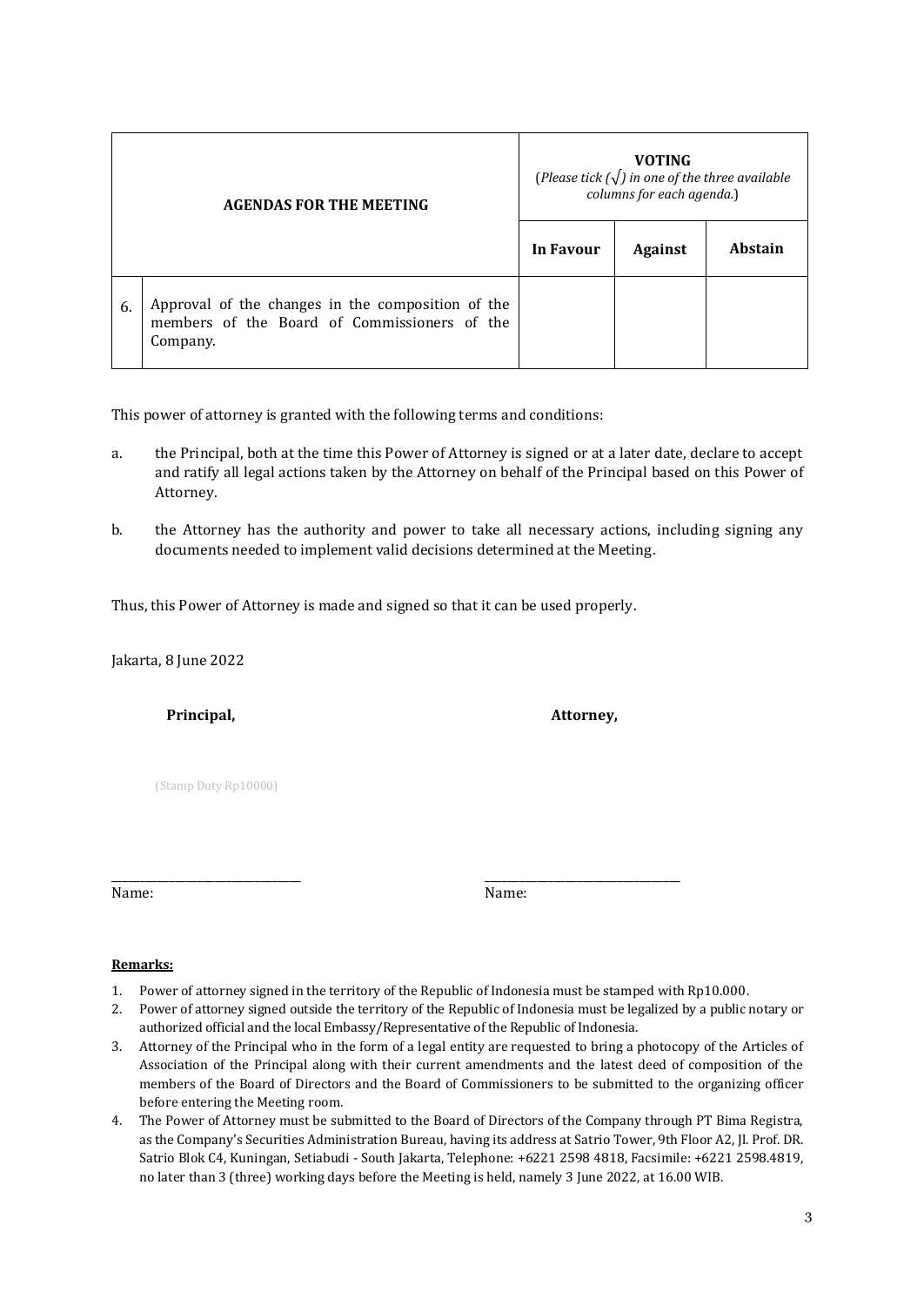| | AGENDAS FOR THE MEETING | VOTING (*Please tick (√) in one of the three available columns for each agenda.*) | | |
|---|---|---|---|---|
| | | **In Favour** | **Against** | **Abstain** |
| 6. | Approval of the changes in the composition of the members of the Board of Commissioners of the Company. | | | |

This power of attorney is granted with the following terms and conditions:

a. the Principal, both at the time this Power of Attorney is signed or at a later date, declare to accept and ratify all legal actions taken by the Attorney on behalf of the Principal based on this Power of Attorney.

b. the Attorney has the authority and power to take all necessary actions, including signing any documents needed to implement valid decisions determined at the Meeting.

Thus, this Power of Attorney is made and signed so that it can be used properly.

Jakarta, 8 June 2022

**Principal,** **Attorney,**

(Stamp Duty Rp10000)

\_\_\_\_\_\_\_\_\_\_\_\_\_\_\_\_\_\_\_\_\_\_\_\_\_\_\_\_\_\_
Name:

\_\_\_\_\_\_\_\_\_\_\_\_\_\_\_\_\_\_\_\_\_\_\_\_\_\_\_\_\_\_
Name:

**Remarks:**

1. Power of attorney signed in the territory of the Republic of Indonesia must be stamped with Rp10.000.
2. Power of attorney signed outside the territory of the Republic of Indonesia must be legalized by a public notary or authorized official and the local Embassy/Representative of the Republic of Indonesia.
3. Attorney of the Principal who in the form of a legal entity are requested to bring a photocopy of the Articles of Association of the Principal along with their current amendments and the latest deed of composition of the members of the Board of Directors and the Board of Commissioners to be submitted to the organizing officer before entering the Meeting room.
4. The Power of Attorney must be submitted to the Board of Directors of the Company through PT Bima Registra, as the Company's Securities Administration Bureau, having its address at Satrio Tower, 9th Floor A2, Jl. Prof. DR. Satrio Blok C4, Kuningan, Setiabudi - South Jakarta, Telephone: +6221 2598 4818, Facsimile: +6221 2598.4819, no later than 3 (three) working days before the Meeting is held, namely 3 June 2022, at 16.00 WIB.